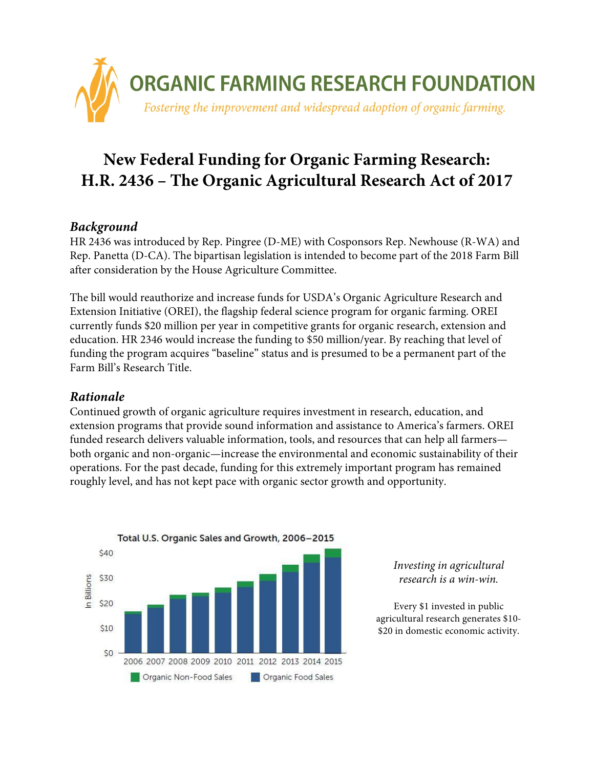# ORGANIC FARMING RESEARCH FOUNDATION

*Fostering the improvement and widespread adoption of organic farming.*

## New Federal Funding for Organic Farming Research: H.R. 2436 – The Organic Agricultural Research Act of 2017

### *Background*

HR 2436 was introduced by Rep. Pingree (D-ME) with Cosponsors Rep. Newhouse (R-WA) and Rep. Panetta (D-CA). The bipartisan legislation is intended to become part of the 2018 Farm Bill after consideration by the House Agriculture Committee.

The bill would reauthorize and increase funds for USDA's Organic Agriculture Research and Extension Initiative (OREI), the flagship federal science program for organic farming. OREI currently funds $20 million per year in competitive grants for organic research, extension and education. HR 2346 would increase the funding to $50 million/year. By reaching that level of funding the program acquires "baseline" status and is presumed to be a permanent part of the Farm Bill's Research Title.

### *Rationale*

Continued growth of organic agriculture requires investment in research, education, and extension programs that provide sound information and assistance to America's farmers. OREI funded research delivers valuable information, tools, and resources that can help all farmers—both organic and non-organic—increase the environmental and economic sustainability of their operations. For the past decade, funding for this extremely important program has remained roughly level, and has not kept pace with organic sector growth and opportunity.

Total U.S. Organic Sales and Growth, 2006–2015

(Stacked bar chart, In Billions, $0–$40, years 2006–2015; legend: Organic Non-Food Sales, Organic Food Sales)

*Investing in agricultural research is a win-win.*

Every $1 invested in public agricultural research generates $10-$20 in domestic economic activity.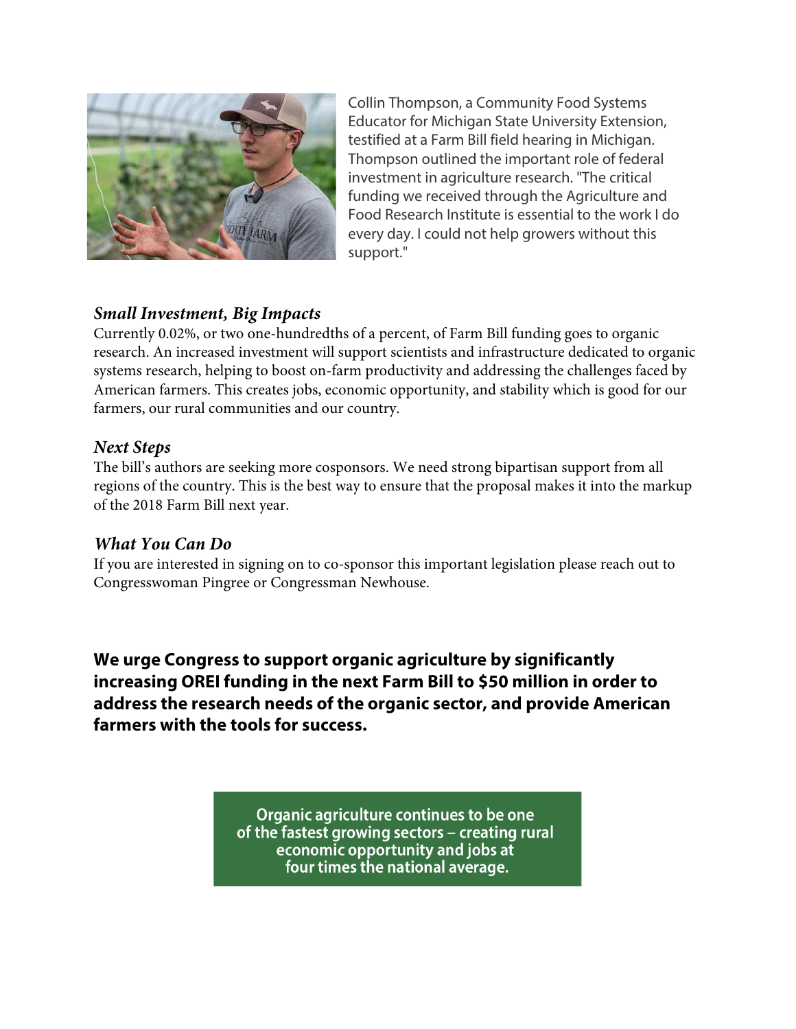Collin Thompson, a Community Food Systems Educator for Michigan State University Extension, testified at a Farm Bill field hearing in Michigan. Thompson outlined the important role of federal investment in agriculture research. "The critical funding we received through the Agriculture and Food Research Institute is essential to the work I do every day. I could not help growers without this support."

### *Small Investment, Big Impacts*

Currently 0.02%, or two one-hundredths of a percent, of Farm Bill funding goes to organic research. An increased investment will support scientists and infrastructure dedicated to organic systems research, helping to boost on-farm productivity and addressing the challenges faced by American farmers. This creates jobs, economic opportunity, and stability which is good for our farmers, our rural communities and our country.

### *Next Steps*

The bill's authors are seeking more cosponsors. We need strong bipartisan support from all regions of the country. This is the best way to ensure that the proposal makes it into the markup of the 2018 Farm Bill next year.

### *What You Can Do*

If you are interested in signing on to co-sponsor this important legislation please reach out to Congresswoman Pingree or Congressman Newhouse.

**We urge Congress to support organic agriculture by significantly increasing OREI funding in the next Farm Bill to $50 million in order to address the research needs of the organic sector, and provide American farmers with the tools for success.**

**Organic agriculture continues to be one of the fastest growing sectors – creating rural economic opportunity and jobs at four times the national average.**